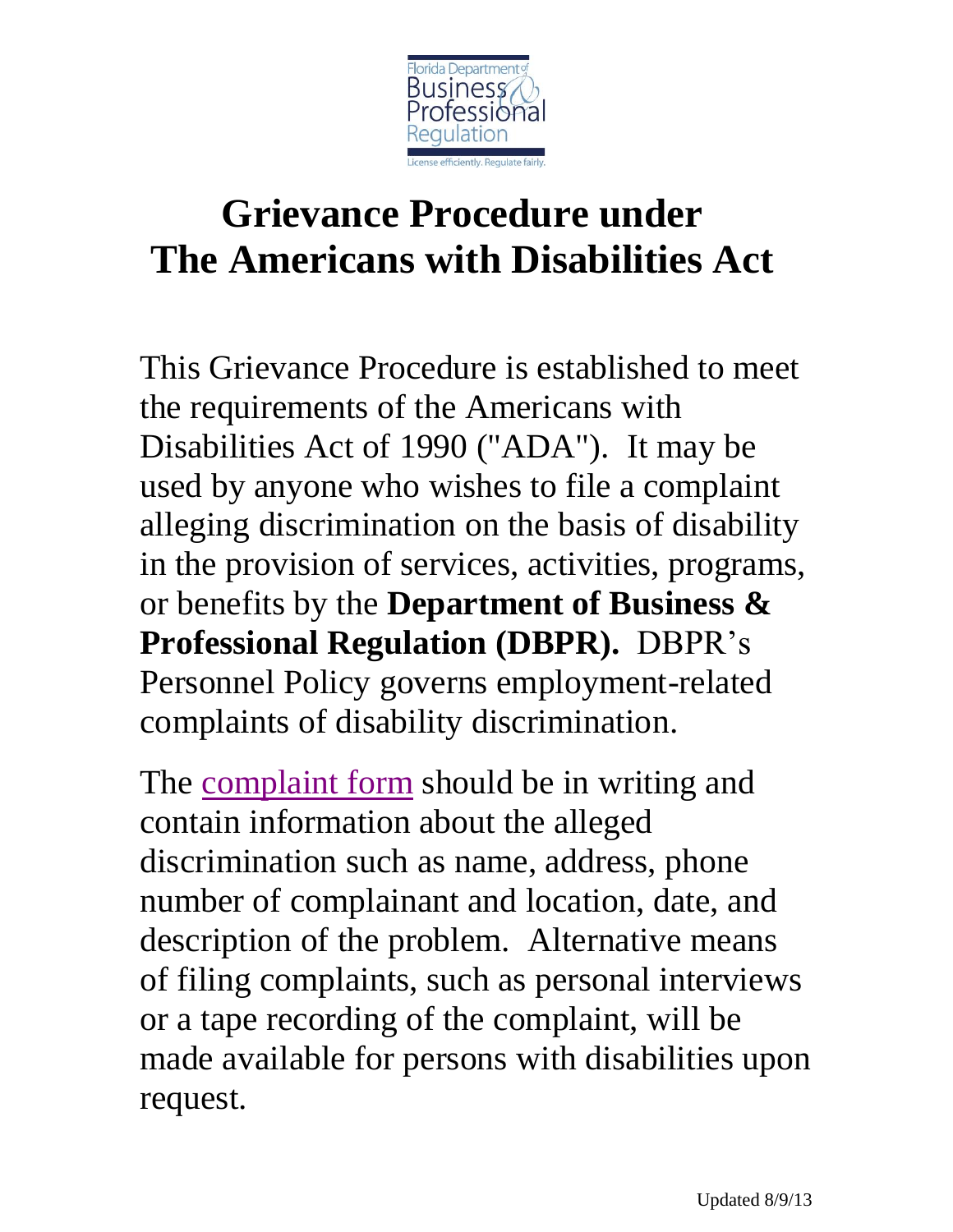Florida Department of Business & Professional Regulation

License efficiently. Regulate fairly.

# Grievance Procedure under The Americans with Disabilities Act

This Grievance Procedure is established to meet the requirements of the Americans with Disabilities Act of 1990 ("ADA"). It may be used by anyone who wishes to file a complaint alleging discrimination on the basis of disability in the provision of services, activities, programs, or benefits by the **Department of Business & Professional Regulation (DBPR).** DBPR's Personnel Policy governs employment-related complaints of disability discrimination.

The complaint form should be in writing and contain information about the alleged discrimination such as name, address, phone number of complainant and location, date, and description of the problem. Alternative means of filing complaints, such as personal interviews or a tape recording of the complaint, will be made available for persons with disabilities upon request.

Updated 8/9/13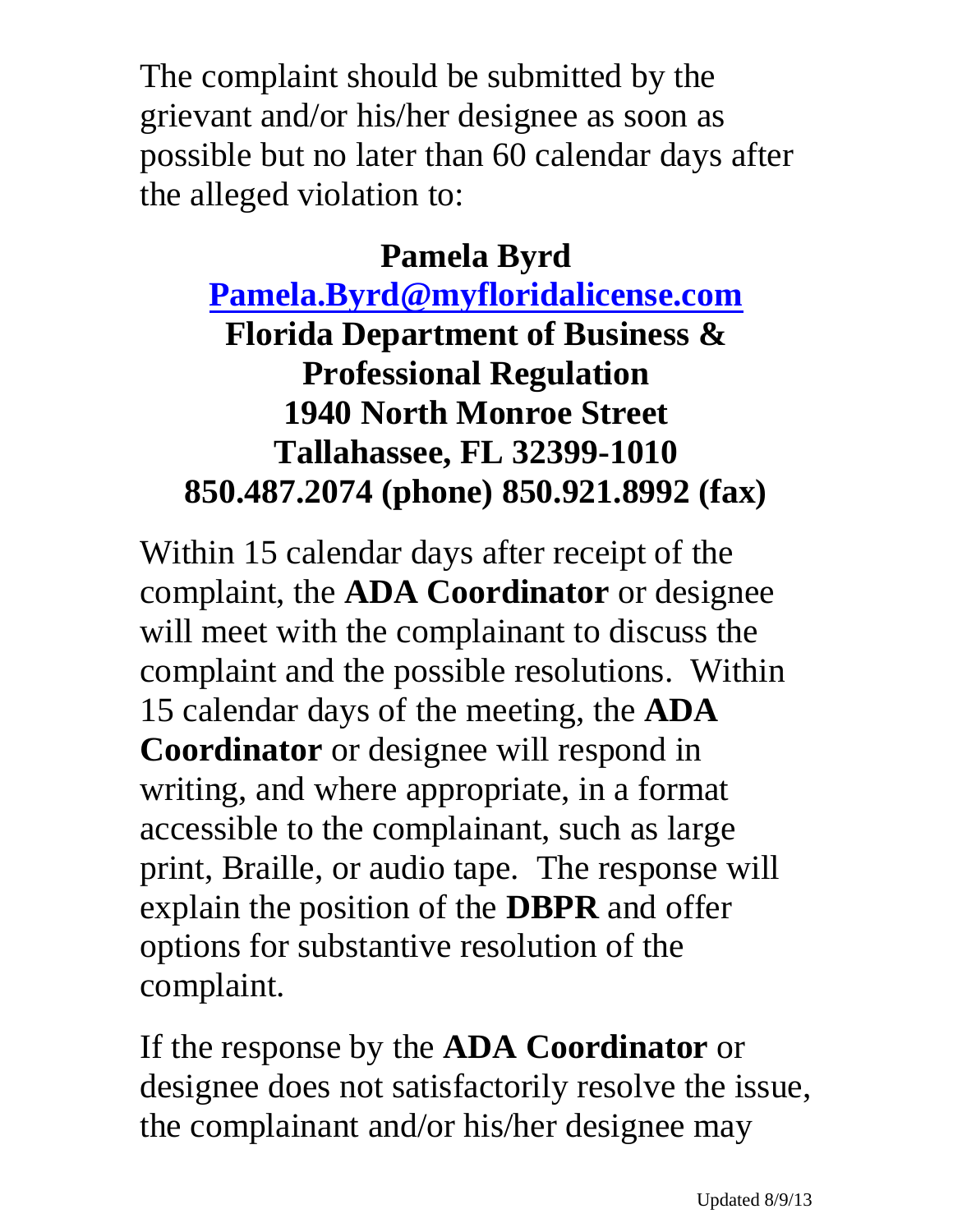The complaint should be submitted by the grievant and/or his/her designee as soon as possible but no later than 60 calendar days after the alleged violation to:

**Pamela Byrd**
**[Pamela.Byrd@myfloridalicense.com](mailto:Pamela.Byrd@myfloridalicense.com)**
**Florida Department of Business & Professional Regulation**
**1940 North Monroe Street**
**Tallahassee, FL 32399-1010**
**850.487.2074 (phone) 850.921.8992 (fax)**

Within 15 calendar days after receipt of the complaint, the **ADA Coordinator** or designee will meet with the complainant to discuss the complaint and the possible resolutions. Within 15 calendar days of the meeting, the **ADA Coordinator** or designee will respond in writing, and where appropriate, in a format accessible to the complainant, such as large print, Braille, or audio tape. The response will explain the position of the **DBPR** and offer options for substantive resolution of the complaint.

If the response by the **ADA Coordinator** or designee does not satisfactorily resolve the issue, the complainant and/or his/her designee may

Updated 8/9/13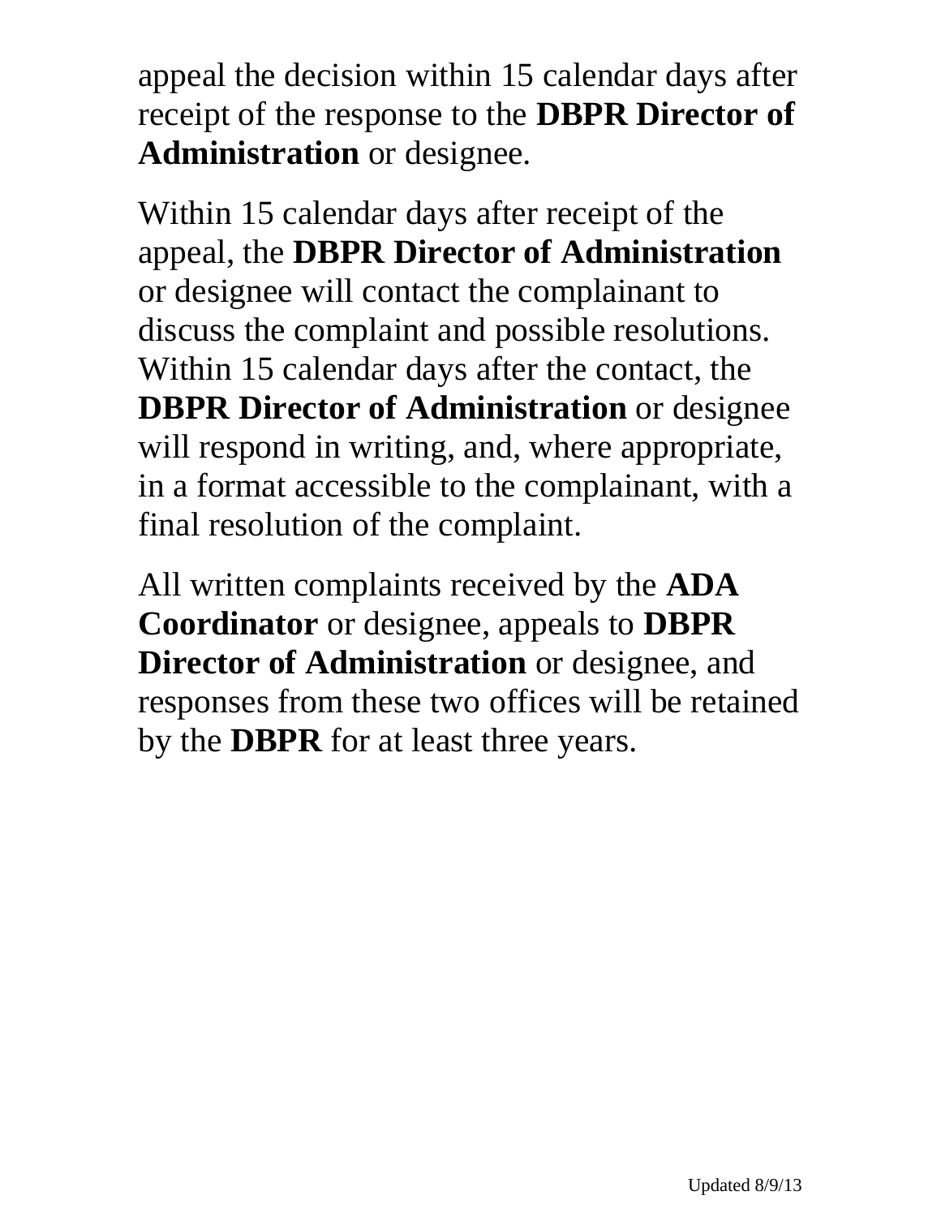appeal the decision within 15 calendar days after receipt of the response to the **DBPR Director of Administration** or designee.

Within 15 calendar days after receipt of the appeal, the **DBPR Director of Administration** or designee will contact the complainant to discuss the complaint and possible resolutions. Within 15 calendar days after the contact, the **DBPR Director of Administration** or designee will respond in writing, and, where appropriate, in a format accessible to the complainant, with a final resolution of the complaint.

All written complaints received by the **ADA Coordinator** or designee, appeals to **DBPR Director of Administration** or designee, and responses from these two offices will be retained by the **DBPR** for at least three years.

Updated 8/9/13